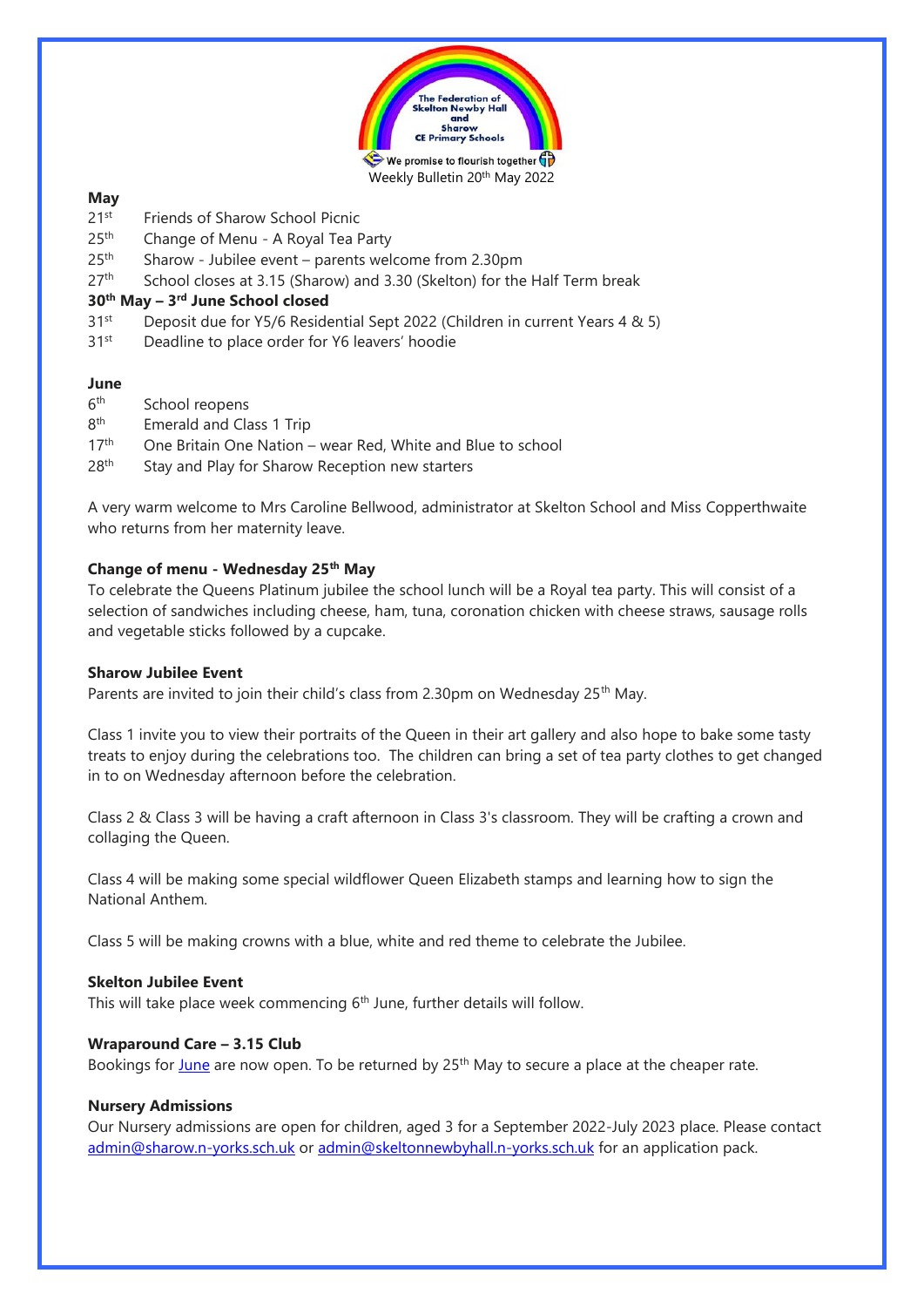The Federation of Skelton Newby Hall and Sharow CE Primary Schools

We promise to flourish together

Weekly Bulletin 20th May 2022

**May**

21st Friends of Sharow School Picnic
25th Change of Menu - A Royal Tea Party
25th Sharow - Jubilee event – parents welcome from 2.30pm
27th School closes at 3.15 (Sharow) and 3.30 (Skelton) for the Half Term break
**30th May – 3rd June School closed**
31st Deposit due for Y5/6 Residential Sept 2022 (Children in current Years 4 & 5)
31st Deadline to place order for Y6 leavers' hoodie

**June**

6th School reopens
8th Emerald and Class 1 Trip
17th One Britain One Nation – wear Red, White and Blue to school
28th Stay and Play for Sharow Reception new starters

A very warm welcome to Mrs Caroline Bellwood, administrator at Skelton School and Miss Copperthwaite who returns from her maternity leave.

**Change of menu - Wednesday 25th May**

To celebrate the Queens Platinum jubilee the school lunch will be a Royal tea party. This will consist of a selection of sandwiches including cheese, ham, tuna, coronation chicken with cheese straws, sausage rolls and vegetable sticks followed by a cupcake.

**Sharow Jubilee Event**

Parents are invited to join their child's class from 2.30pm on Wednesday 25th May.

Class 1 invite you to view their portraits of the Queen in their art gallery and also hope to bake some tasty treats to enjoy during the celebrations too. The children can bring a set of tea party clothes to get changed in to on Wednesday afternoon before the celebration.

Class 2 & Class 3 will be having a craft afternoon in Class 3's classroom. They will be crafting a crown and collaging the Queen.

Class 4 will be making some special wildflower Queen Elizabeth stamps and learning how to sign the National Anthem.

Class 5 will be making crowns with a blue, white and red theme to celebrate the Jubilee.

**Skelton Jubilee Event**

This will take place week commencing 6th June, further details will follow.

**Wraparound Care – 3.15 Club**

Bookings for June are now open. To be returned by 25th May to secure a place at the cheaper rate.

**Nursery Admissions**

Our Nursery admissions are open for children, aged 3 for a September 2022-July 2023 place. Please contact admin@sharow.n-yorks.sch.uk or admin@skeltonnewbyhall.n-yorks.sch.uk for an application pack.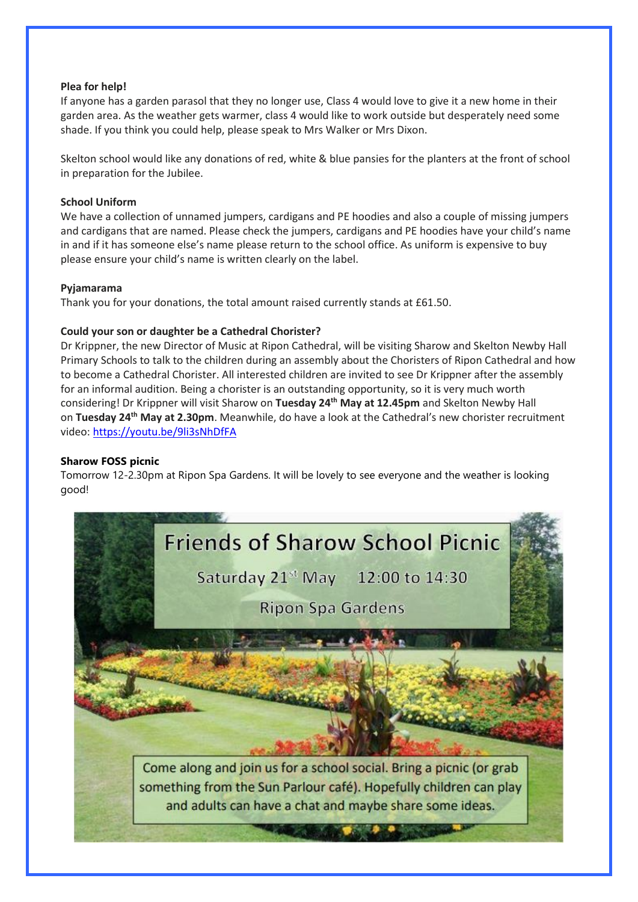**Plea for help!**

If anyone has a garden parasol that they no longer use, Class 4 would love to give it a new home in their garden area. As the weather gets warmer, class 4 would like to work outside but desperately need some shade. If you think you could help, please speak to Mrs Walker or Mrs Dixon.

Skelton school would like any donations of red, white & blue pansies for the planters at the front of school in preparation for the Jubilee.

**School Uniform**

We have a collection of unnamed jumpers, cardigans and PE hoodies and also a couple of missing jumpers and cardigans that are named. Please check the jumpers, cardigans and PE hoodies have your child's name in and if it has someone else's name please return to the school office. As uniform is expensive to buy please ensure your child's name is written clearly on the label.

**Pyjamarama**

Thank you for your donations, the total amount raised currently stands at £61.50.

**Could your son or daughter be a Cathedral Chorister?**

Dr Krippner, the new Director of Music at Ripon Cathedral, will be visiting Sharow and Skelton Newby Hall Primary Schools to talk to the children during an assembly about the Choristers of Ripon Cathedral and how to become a Cathedral Chorister. All interested children are invited to see Dr Krippner after the assembly for an informal audition. Being a chorister is an outstanding opportunity, so it is very much worth considering! Dr Krippner will visit Sharow on **Tuesday 24th May at 12.45pm** and Skelton Newby Hall on **Tuesday 24th May at 2.30pm**. Meanwhile, do have a look at the Cathedral's new chorister recruitment video: https://youtu.be/9li3sNhDfFA

**Sharow FOSS picnic**

Tomorrow 12-2.30pm at Ripon Spa Gardens. It will be lovely to see everyone and the weather is looking good!

Friends of Sharow School Picnic

Saturday 21st May 12:00 to 14:30

Ripon Spa Gardens

Come along and join us for a school social. Bring a picnic (or grab something from the Sun Parlour café). Hopefully children can play and adults can have a chat and maybe share some ideas.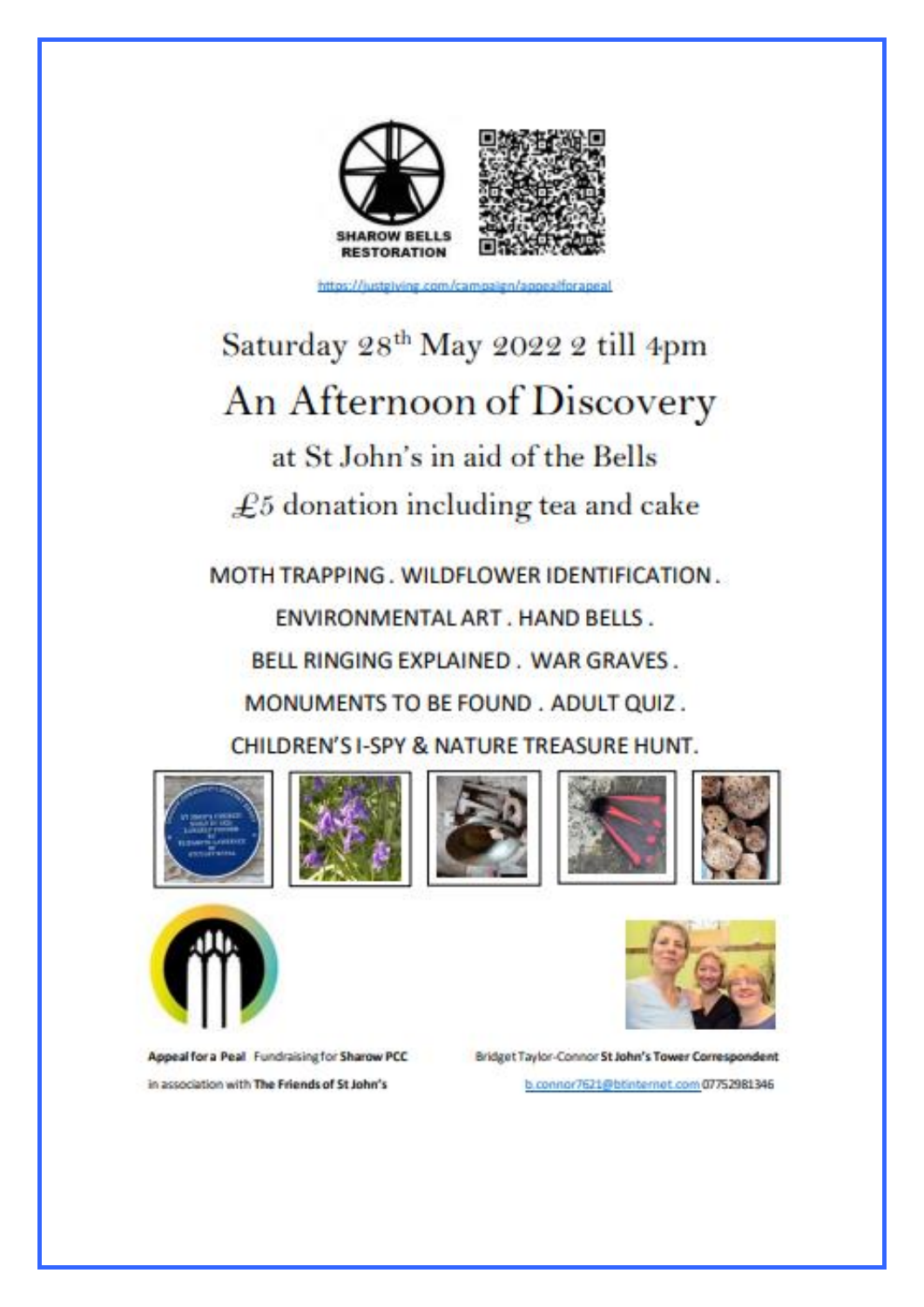SHAROW BELLS RESTORATION

https://justgiving.com/campaign/appealforapeal

Saturday 28th May 2022 2 till 4pm

# An Afternoon of Discovery

at St John's in aid of the Bells

£5 donation including tea and cake

MOTH TRAPPING . WILDFLOWER IDENTIFICATION .

ENVIRONMENTAL ART . HAND BELLS .

BELL RINGING EXPLAINED . WAR GRAVES .

MONUMENTS TO BE FOUND . ADULT QUIZ .

CHILDREN'S I-SPY & NATURE TREASURE HUNT.

**Appeal for a Peal** Fundraising for **Sharow PCC** in association with **The Friends of St John's**

Bridget Taylor-Connor **St John's Tower Correspondent**

b.connor7621@btinternet.com 07752981346